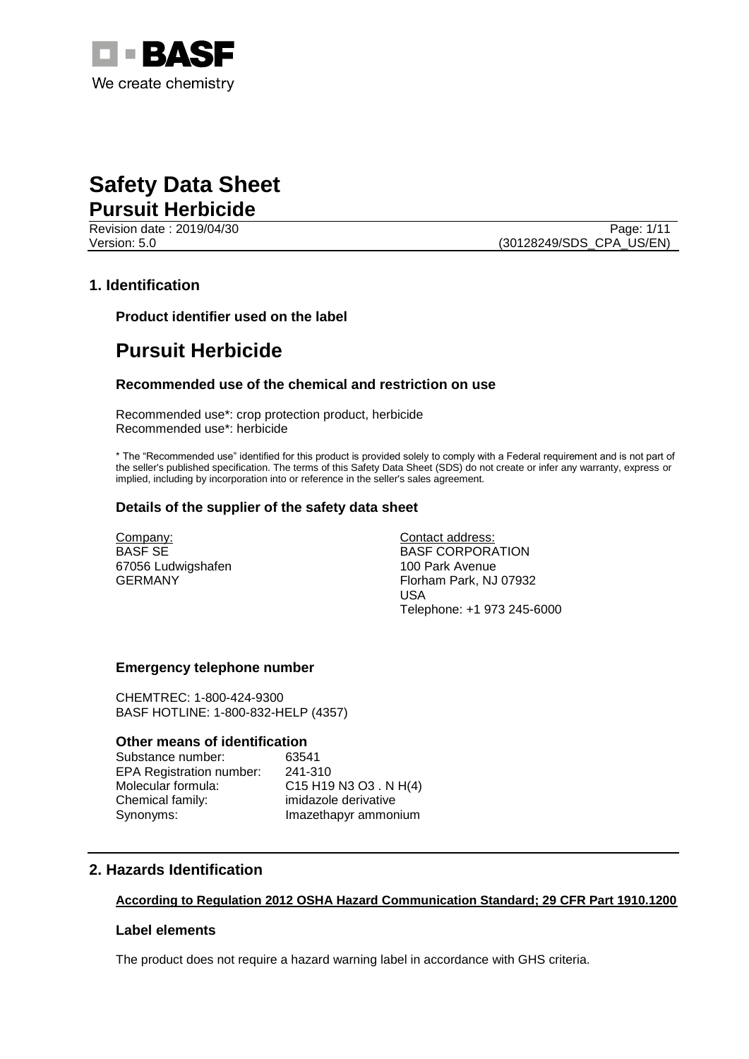# Safety Data Sheet

## Pursuit Herbicide

Revision date : 2019/04/30
Version: 5.0
(30128249/SDS_CPA_US/EN)

## 1. Identification

### Product identifier used on the label

# Pursuit Herbicide

### Recommended use of the chemical and restriction on use

Recommended use*: crop protection product, herbicide
Recommended use*: herbicide

* The "Recommended use" identified for this product is provided solely to comply with a Federal requirement and is not part of the seller's published specification. The terms of this Safety Data Sheet (SDS) do not create or infer any warranty, express or implied, including by incorporation into or reference in the seller's sales agreement.

### Details of the supplier of the safety data sheet

Company:
BASF SE
67056 Ludwigshafen
GERMANY

Contact address:
BASF CORPORATION
100 Park Avenue
Florham Park, NJ 07932
USA
Telephone: +1 973 245-6000

### Emergency telephone number

CHEMTREC: 1-800-424-9300
BASF HOTLINE: 1-800-832-HELP (4357)

### Other means of identification

| | |
|---|---|
| Substance number: | 63541 |
| EPA Registration number: | 241-310 |
| Molecular formula: | C15 H19 N3 O3 . N H(4) |
| Chemical family: | imidazole derivative |
| Synonyms: | Imazethapyr ammonium |

## 2. Hazards Identification

**According to Regulation 2012 OSHA Hazard Communication Standard; 29 CFR Part 1910.1200**

### Label elements

The product does not require a hazard warning label in accordance with GHS criteria.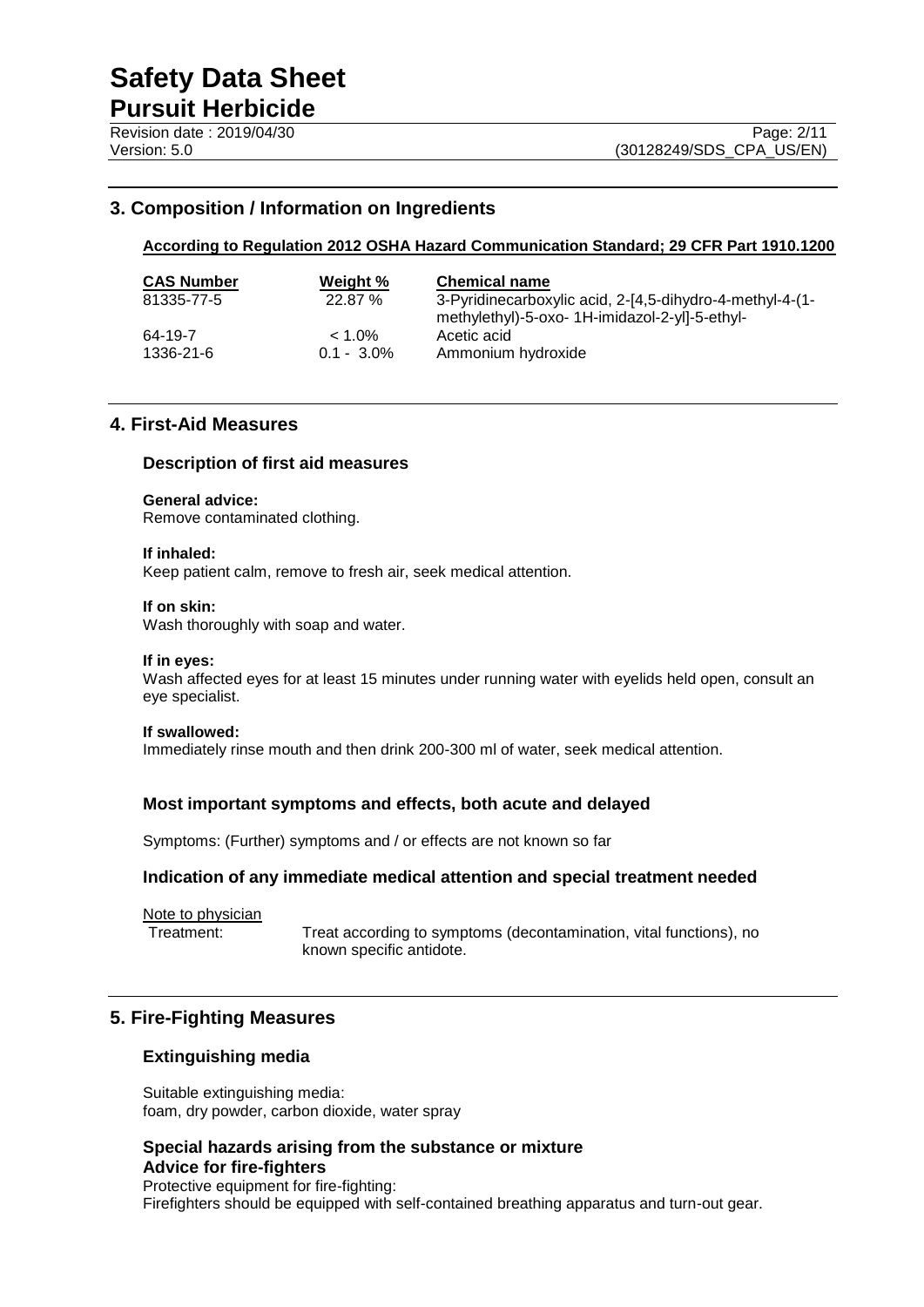## 3. Composition / Information on Ingredients

**According to Regulation 2012 OSHA Hazard Communication Standard; 29 CFR Part 1910.1200**

| CAS Number | Weight % | Chemical name |
|---|---|---|
| 81335-77-5 | 22.87 % | 3-Pyridinecarboxylic acid, 2-[4,5-dihydro-4-methyl-4-(1-methylethyl)-5-oxo- 1H-imidazol-2-yl]-5-ethyl- |
| 64-19-7 | < 1.0% | Acetic acid |
| 1336-21-6 | 0.1 - 3.0% | Ammonium hydroxide |

## 4. First-Aid Measures

### Description of first aid measures

**General advice:**
Remove contaminated clothing.

**If inhaled:**
Keep patient calm, remove to fresh air, seek medical attention.

**If on skin:**
Wash thoroughly with soap and water.

**If in eyes:**
Wash affected eyes for at least 15 minutes under running water with eyelids held open, consult an eye specialist.

**If swallowed:**
Immediately rinse mouth and then drink 200-300 ml of water, seek medical attention.

### Most important symptoms and effects, both acute and delayed

Symptoms: (Further) symptoms and / or effects are not known so far

### Indication of any immediate medical attention and special treatment needed

Note to physician

Treatment: Treat according to symptoms (decontamination, vital functions), no known specific antidote.

## 5. Fire-Fighting Measures

### Extinguishing media

Suitable extinguishing media:
foam, dry powder, carbon dioxide, water spray

### Special hazards arising from the substance or mixture

### Advice for fire-fighters

Protective equipment for fire-fighting:
Firefighters should be equipped with self-contained breathing apparatus and turn-out gear.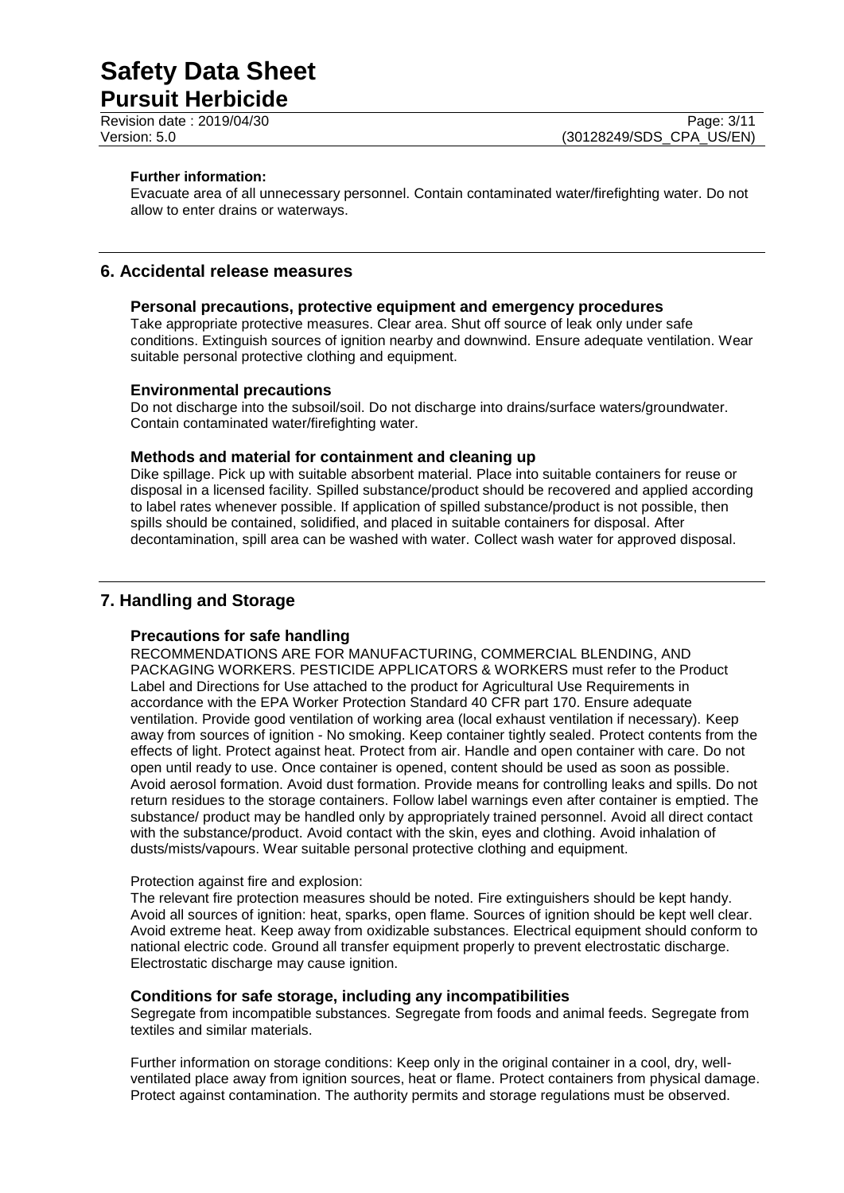**Further information:**

Evacuate area of all unnecessary personnel. Contain contaminated water/firefighting water. Do not allow to enter drains or waterways.

## 6. Accidental release measures

### Personal precautions, protective equipment and emergency procedures

Take appropriate protective measures. Clear area. Shut off source of leak only under safe conditions. Extinguish sources of ignition nearby and downwind. Ensure adequate ventilation. Wear suitable personal protective clothing and equipment.

### Environmental precautions

Do not discharge into the subsoil/soil. Do not discharge into drains/surface waters/groundwater. Contain contaminated water/firefighting water.

### Methods and material for containment and cleaning up

Dike spillage. Pick up with suitable absorbent material. Place into suitable containers for reuse or disposal in a licensed facility. Spilled substance/product should be recovered and applied according to label rates whenever possible. If application of spilled substance/product is not possible, then spills should be contained, solidified, and placed in suitable containers for disposal. After decontamination, spill area can be washed with water. Collect wash water for approved disposal.

## 7. Handling and Storage

### Precautions for safe handling

RECOMMENDATIONS ARE FOR MANUFACTURING, COMMERCIAL BLENDING, AND PACKAGING WORKERS. PESTICIDE APPLICATORS & WORKERS must refer to the Product Label and Directions for Use attached to the product for Agricultural Use Requirements in accordance with the EPA Worker Protection Standard 40 CFR part 170. Ensure adequate ventilation. Provide good ventilation of working area (local exhaust ventilation if necessary). Keep away from sources of ignition - No smoking. Keep container tightly sealed. Protect contents from the effects of light. Protect against heat. Protect from air. Handle and open container with care. Do not open until ready to use. Once container is opened, content should be used as soon as possible. Avoid aerosol formation. Avoid dust formation. Provide means for controlling leaks and spills. Do not return residues to the storage containers. Follow label warnings even after container is emptied. The substance/ product may be handled only by appropriately trained personnel. Avoid all direct contact with the substance/product. Avoid contact with the skin, eyes and clothing. Avoid inhalation of dusts/mists/vapours. Wear suitable personal protective clothing and equipment.

Protection against fire and explosion:

The relevant fire protection measures should be noted. Fire extinguishers should be kept handy. Avoid all sources of ignition: heat, sparks, open flame. Sources of ignition should be kept well clear. Avoid extreme heat. Keep away from oxidizable substances. Electrical equipment should conform to national electric code. Ground all transfer equipment properly to prevent electrostatic discharge. Electrostatic discharge may cause ignition.

### Conditions for safe storage, including any incompatibilities

Segregate from incompatible substances. Segregate from foods and animal feeds. Segregate from textiles and similar materials.

Further information on storage conditions: Keep only in the original container in a cool, dry, well-ventilated place away from ignition sources, heat or flame. Protect containers from physical damage. Protect against contamination. The authority permits and storage regulations must be observed.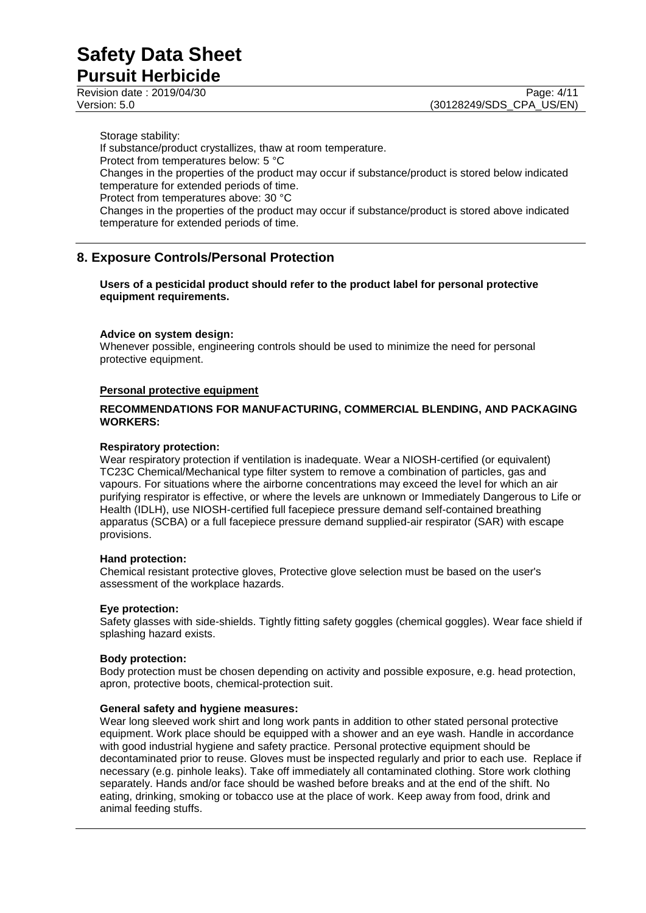Storage stability:
If substance/product crystallizes, thaw at room temperature.
Protect from temperatures below: 5 °C
Changes in the properties of the product may occur if substance/product is stored below indicated temperature for extended periods of time.
Protect from temperatures above: 30 °C
Changes in the properties of the product may occur if substance/product is stored above indicated temperature for extended periods of time.

## 8. Exposure Controls/Personal Protection

**Users of a pesticidal product should refer to the product label for personal protective equipment requirements.**

**Advice on system design:**
Whenever possible, engineering controls should be used to minimize the need for personal protective equipment.

**Personal protective equipment**

**RECOMMENDATIONS FOR MANUFACTURING, COMMERCIAL BLENDING, AND PACKAGING WORKERS:**

**Respiratory protection:**
Wear respiratory protection if ventilation is inadequate. Wear a NIOSH-certified (or equivalent) TC23C Chemical/Mechanical type filter system to remove a combination of particles, gas and vapours. For situations where the airborne concentrations may exceed the level for which an air purifying respirator is effective, or where the levels are unknown or Immediately Dangerous to Life or Health (IDLH), use NIOSH-certified full facepiece pressure demand self-contained breathing apparatus (SCBA) or a full facepiece pressure demand supplied-air respirator (SAR) with escape provisions.

**Hand protection:**
Chemical resistant protective gloves, Protective glove selection must be based on the user's assessment of the workplace hazards.

**Eye protection:**
Safety glasses with side-shields. Tightly fitting safety goggles (chemical goggles). Wear face shield if splashing hazard exists.

**Body protection:**
Body protection must be chosen depending on activity and possible exposure, e.g. head protection, apron, protective boots, chemical-protection suit.

**General safety and hygiene measures:**
Wear long sleeved work shirt and long work pants in addition to other stated personal protective equipment. Work place should be equipped with a shower and an eye wash. Handle in accordance with good industrial hygiene and safety practice. Personal protective equipment should be decontaminated prior to reuse. Gloves must be inspected regularly and prior to each use. Replace if necessary (e.g. pinhole leaks). Take off immediately all contaminated clothing. Store work clothing separately. Hands and/or face should be washed before breaks and at the end of the shift. No eating, drinking, smoking or tobacco use at the place of work. Keep away from food, drink and animal feeding stuffs.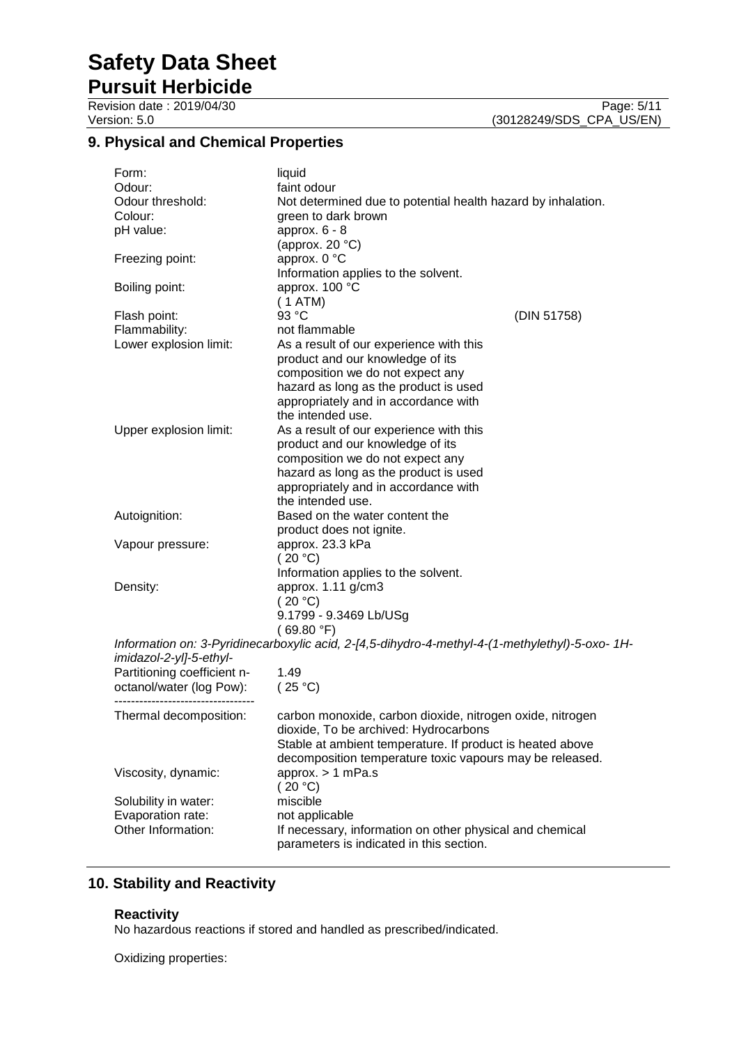## 9. Physical and Chemical Properties

| | | |
|---|---|---|
| Form: | liquid | |
| Odour: | faint odour | |
| Odour threshold: | Not determined due to potential health hazard by inhalation. | |
| Colour: | green to dark brown | |
| pH value: | approx. 6 - 8<br>(approx. 20 °C) | |
| Freezing point: | approx. 0 °C<br>Information applies to the solvent. | |
| Boiling point: | approx. 100 °C<br>( 1 ATM) | |
| Flash point: | 93 °C | (DIN 51758) |
| Flammability: | not flammable | |
| Lower explosion limit: | As a result of our experience with this product and our knowledge of its composition we do not expect any hazard as long as the product is used appropriately and in accordance with the intended use. | |
| Upper explosion limit: | As a result of our experience with this product and our knowledge of its composition we do not expect any hazard as long as the product is used appropriately and in accordance with the intended use. | |
| Autoignition: | Based on the water content the product does not ignite. | |
| Vapour pressure: | approx. 23.3 kPa<br>( 20 °C)<br>Information applies to the solvent. | |
| Density: | approx. 1.11 g/cm3<br>( 20 °C)<br>9.1799 - 9.3469 Lb/USg<br>( 69.80 °F) | |

*Information on: 3-Pyridinecarboxylic acid, 2-[4,5-dihydro-4-methyl-4-(1-methylethyl)-5-oxo- 1H-imidazol-2-yl]-5-ethyl-*

| | |
|---|---|
| Partitioning coefficient n-octanol/water (log Pow): | 1.49<br>( 25 °C) |

----------------------------------

| | |
|---|---|
| Thermal decomposition: | carbon monoxide, carbon dioxide, nitrogen oxide, nitrogen dioxide, To be archived: Hydrocarbons<br>Stable at ambient temperature. If product is heated above decomposition temperature toxic vapours may be released. |
| Viscosity, dynamic: | approx. > 1 mPa.s<br>( 20 °C) |
| Solubility in water: | miscible |
| Evaporation rate: | not applicable |
| Other Information: | If necessary, information on other physical and chemical parameters is indicated in this section. |

## 10. Stability and Reactivity

### Reactivity

No hazardous reactions if stored and handled as prescribed/indicated.

Oxidizing properties: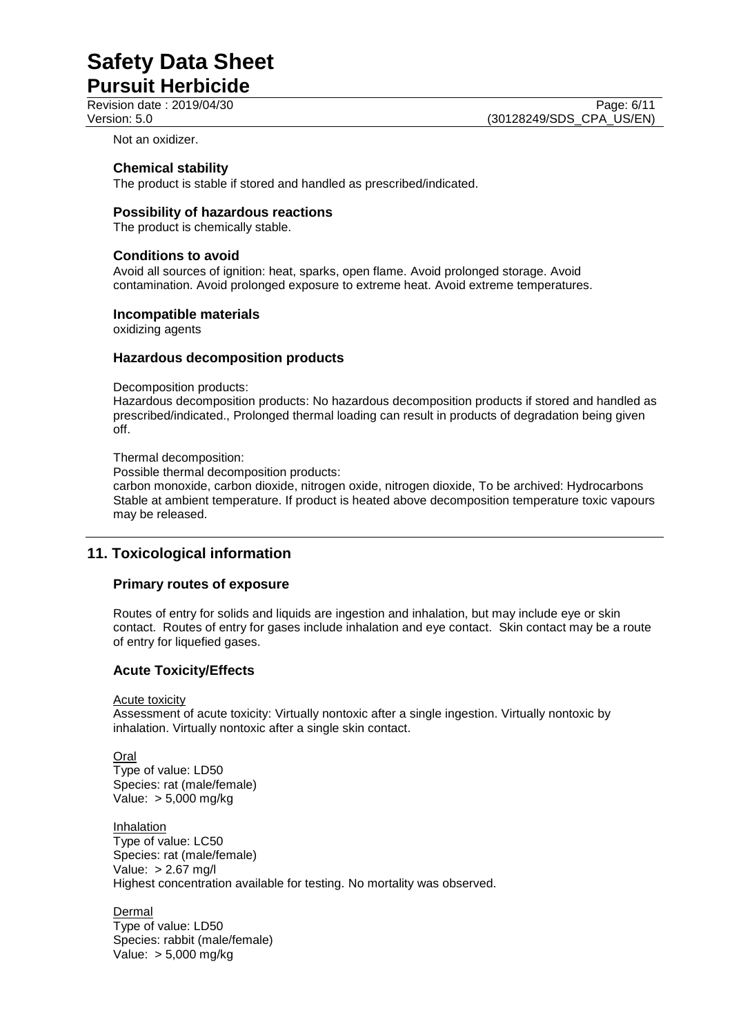Not an oxidizer.

### Chemical stability

The product is stable if stored and handled as prescribed/indicated.

### Possibility of hazardous reactions

The product is chemically stable.

### Conditions to avoid

Avoid all sources of ignition: heat, sparks, open flame. Avoid prolonged storage. Avoid contamination. Avoid prolonged exposure to extreme heat. Avoid extreme temperatures.

### Incompatible materials

oxidizing agents

### Hazardous decomposition products

Decomposition products:
Hazardous decomposition products: No hazardous decomposition products if stored and handled as prescribed/indicated., Prolonged thermal loading can result in products of degradation being given off.

Thermal decomposition:
Possible thermal decomposition products:
carbon monoxide, carbon dioxide, nitrogen oxide, nitrogen dioxide, To be archived: Hydrocarbons
Stable at ambient temperature. If product is heated above decomposition temperature toxic vapours may be released.

## 11. Toxicological information

### Primary routes of exposure

Routes of entry for solids and liquids are ingestion and inhalation, but may include eye or skin contact. Routes of entry for gases include inhalation and eye contact. Skin contact may be a route of entry for liquefied gases.

### Acute Toxicity/Effects

Acute toxicity
Assessment of acute toxicity: Virtually nontoxic after a single ingestion. Virtually nontoxic by inhalation. Virtually nontoxic after a single skin contact.

Oral
Type of value: LD50
Species: rat (male/female)
Value: > 5,000 mg/kg

Inhalation
Type of value: LC50
Species: rat (male/female)
Value: > 2.67 mg/l
Highest concentration available for testing. No mortality was observed.

Dermal
Type of value: LD50
Species: rabbit (male/female)
Value: > 5,000 mg/kg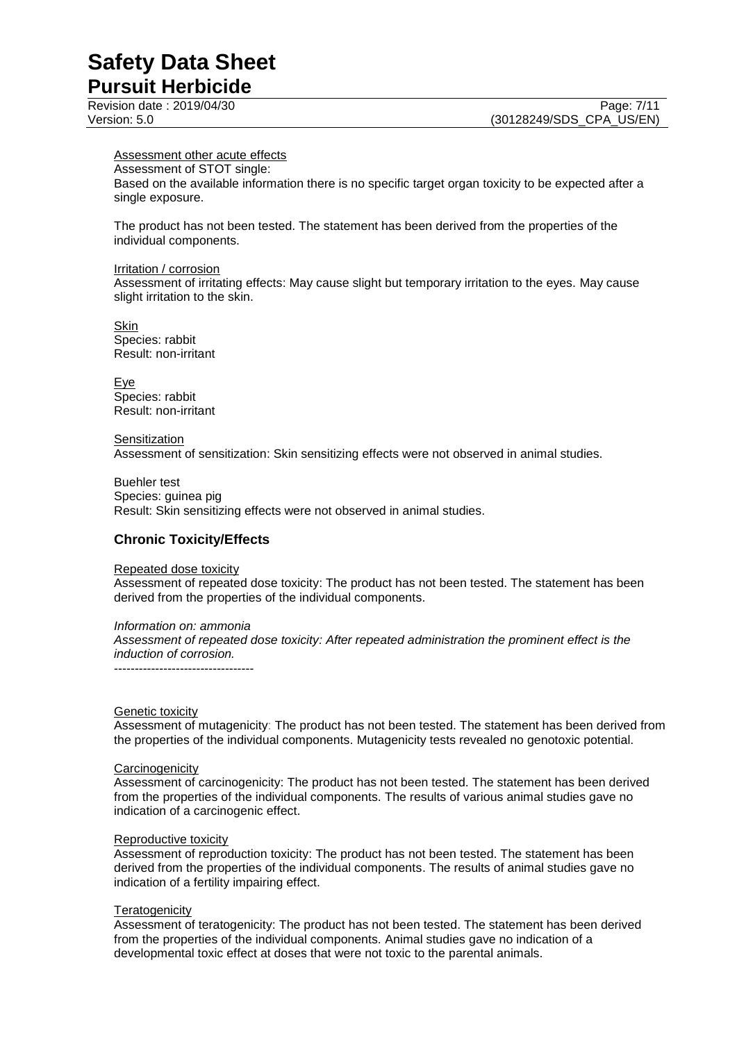Assessment other acute effects

Assessment of STOT single:
Based on the available information there is no specific target organ toxicity to be expected after a single exposure.

The product has not been tested. The statement has been derived from the properties of the individual components.

Irritation / corrosion

Assessment of irritating effects: May cause slight but temporary irritation to the eyes. May cause slight irritation to the skin.

Skin
Species: rabbit
Result: non-irritant

Eye
Species: rabbit
Result: non-irritant

Sensitization

Assessment of sensitization: Skin sensitizing effects were not observed in animal studies.

Buehler test
Species: guinea pig
Result: Skin sensitizing effects were not observed in animal studies.

## Chronic Toxicity/Effects

Repeated dose toxicity

Assessment of repeated dose toxicity: The product has not been tested. The statement has been derived from the properties of the individual components.

*Information on: ammonia*
*Assessment of repeated dose toxicity: After repeated administration the prominent effect is the induction of corrosion.*
----------------------------------

Genetic toxicity

Assessment of mutagenicity: The product has not been tested. The statement has been derived from the properties of the individual components. Mutagenicity tests revealed no genotoxic potential.

Carcinogenicity

Assessment of carcinogenicity: The product has not been tested. The statement has been derived from the properties of the individual components. The results of various animal studies gave no indication of a carcinogenic effect.

Reproductive toxicity

Assessment of reproduction toxicity: The product has not been tested. The statement has been derived from the properties of the individual components. The results of animal studies gave no indication of a fertility impairing effect.

Teratogenicity

Assessment of teratogenicity: The product has not been tested. The statement has been derived from the properties of the individual components. Animal studies gave no indication of a developmental toxic effect at doses that were not toxic to the parental animals.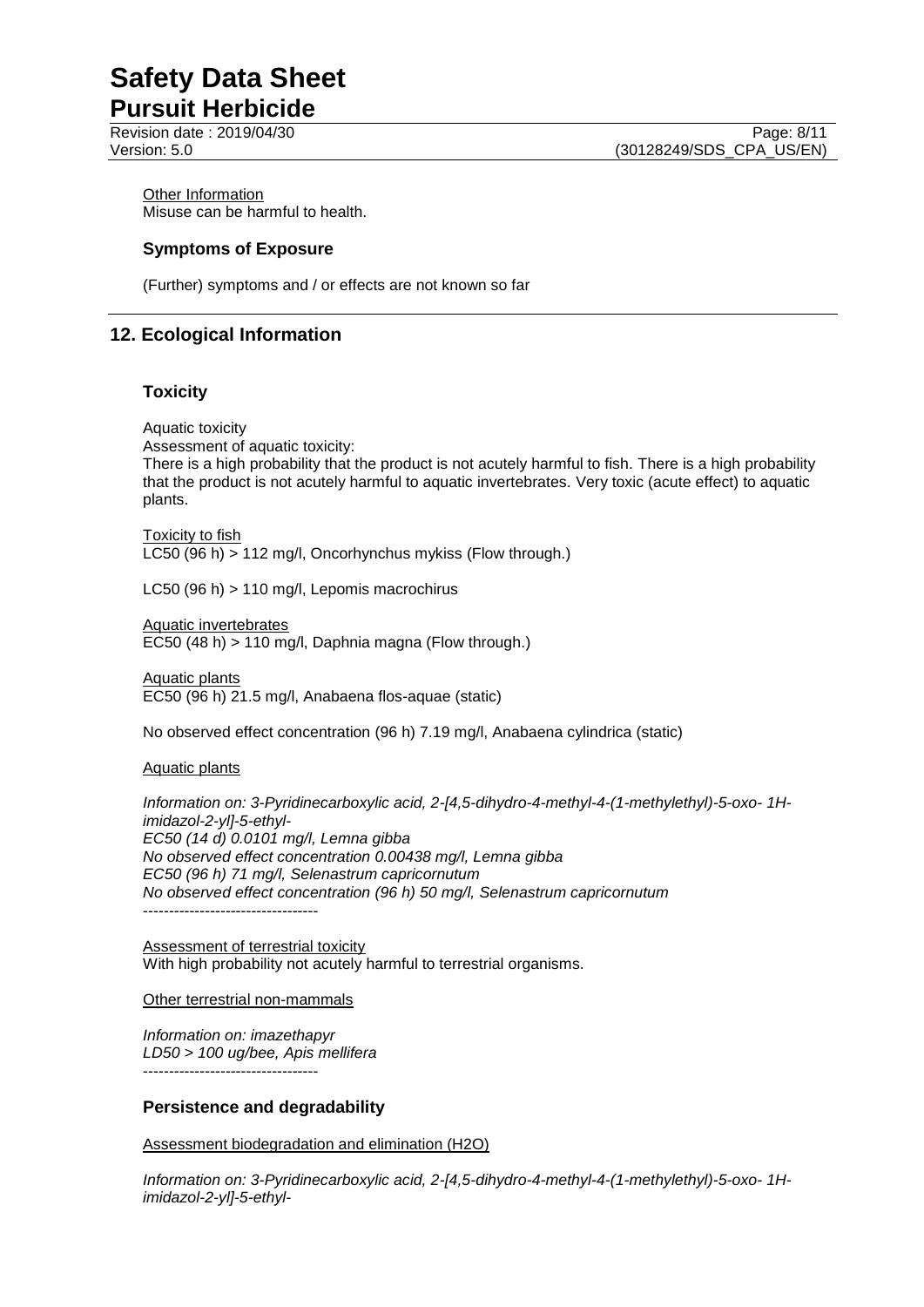Other Information

Misuse can be harmful to health.

### Symptoms of Exposure

(Further) symptoms and / or effects are not known so far

## 12. Ecological Information

### Toxicity

Aquatic toxicity

Assessment of aquatic toxicity:

There is a high probability that the product is not acutely harmful to fish. There is a high probability that the product is not acutely harmful to aquatic invertebrates. Very toxic (acute effect) to aquatic plants.

Toxicity to fish

LC50 (96 h) > 112 mg/l, Oncorhynchus mykiss (Flow through.)

LC50 (96 h) > 110 mg/l, Lepomis macrochirus

Aquatic invertebrates

EC50 (48 h) > 110 mg/l, Daphnia magna (Flow through.)

Aquatic plants

EC50 (96 h) 21.5 mg/l, Anabaena flos-aquae (static)

No observed effect concentration (96 h) 7.19 mg/l, Anabaena cylindrica (static)

Aquatic plants

*Information on: 3-Pyridinecarboxylic acid, 2-[4,5-dihydro-4-methyl-4-(1-methylethyl)-5-oxo- 1H-imidazol-2-yl]-5-ethyl-*
*EC50 (14 d) 0.0101 mg/l, Lemna gibba*
*No observed effect concentration 0.00438 mg/l, Lemna gibba*
*EC50 (96 h) 71 mg/l, Selenastrum capricornutum*
*No observed effect concentration (96 h) 50 mg/l, Selenastrum capricornutum*
----------------------------------

Assessment of terrestrial toxicity

With high probability not acutely harmful to terrestrial organisms.

Other terrestrial non-mammals

*Information on: imazethapyr*
*LD50 > 100 ug/bee, Apis mellifera*
----------------------------------

### Persistence and degradability

Assessment biodegradation and elimination (H2O)

*Information on: 3-Pyridinecarboxylic acid, 2-[4,5-dihydro-4-methyl-4-(1-methylethyl)-5-oxo- 1H-imidazol-2-yl]-5-ethyl-*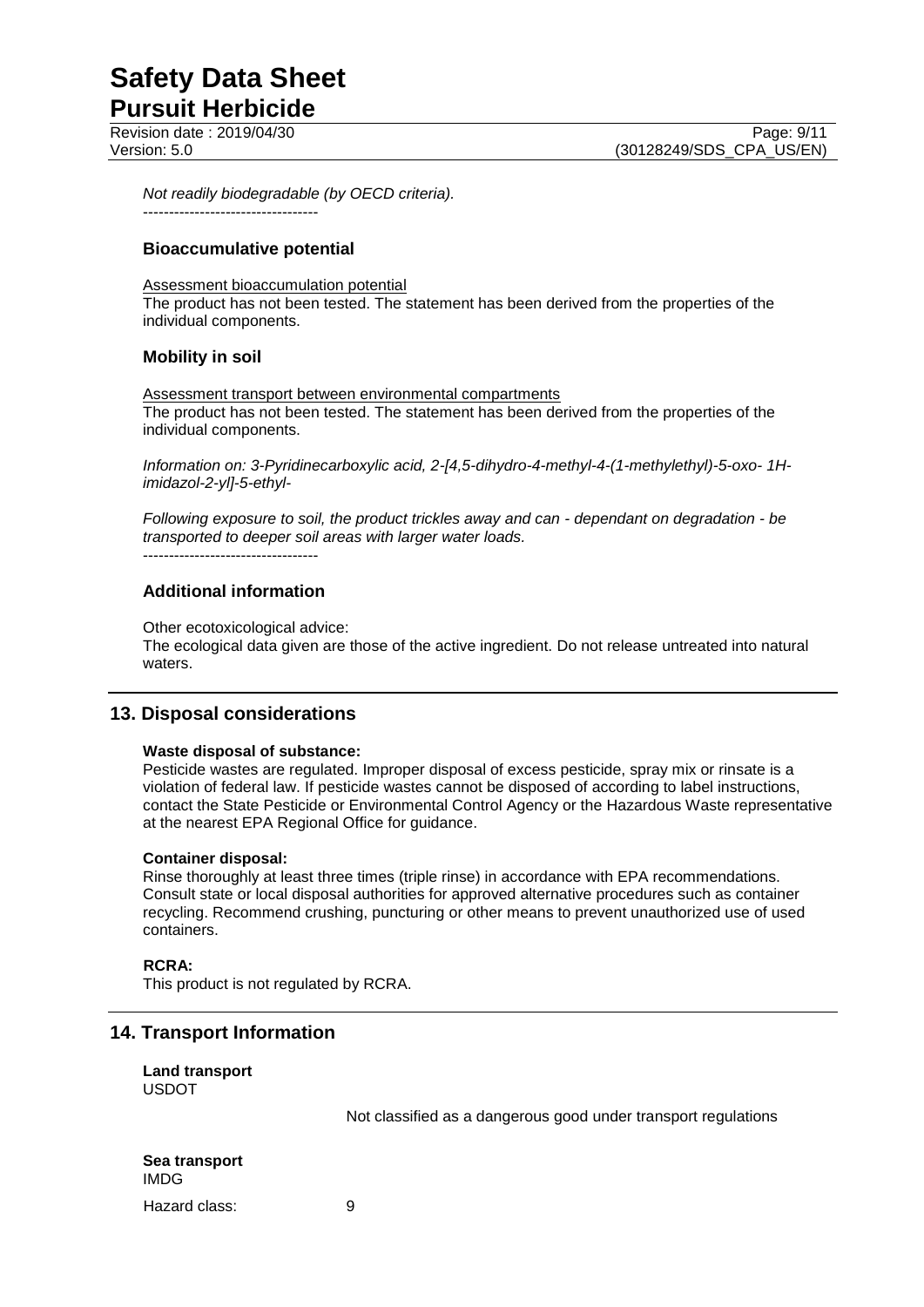*Not readily biodegradable (by OECD criteria).*

----------------------------------

### Bioaccumulative potential

Assessment bioaccumulation potential
The product has not been tested. The statement has been derived from the properties of the individual components.

### Mobility in soil

Assessment transport between environmental compartments
The product has not been tested. The statement has been derived from the properties of the individual components.

*Information on: 3-Pyridinecarboxylic acid, 2-[4,5-dihydro-4-methyl-4-(1-methylethyl)-5-oxo- 1H-imidazol-2-yl]-5-ethyl-*

*Following exposure to soil, the product trickles away and can - dependant on degradation - be transported to deeper soil areas with larger water loads.*

----------------------------------

### Additional information

Other ecotoxicological advice:
The ecological data given are those of the active ingredient. Do not release untreated into natural waters.

## 13. Disposal considerations

**Waste disposal of substance:**
Pesticide wastes are regulated. Improper disposal of excess pesticide, spray mix or rinsate is a violation of federal law. If pesticide wastes cannot be disposed of according to label instructions, contact the State Pesticide or Environmental Control Agency or the Hazardous Waste representative at the nearest EPA Regional Office for guidance.

**Container disposal:**
Rinse thoroughly at least three times (triple rinse) in accordance with EPA recommendations. Consult state or local disposal authorities for approved alternative procedures such as container recycling. Recommend crushing, puncturing or other means to prevent unauthorized use of used containers.

**RCRA:**
This product is not regulated by RCRA.

## 14. Transport Information

**Land transport**
USDOT

Not classified as a dangerous good under transport regulations

**Sea transport**
IMDG

Hazard class: 9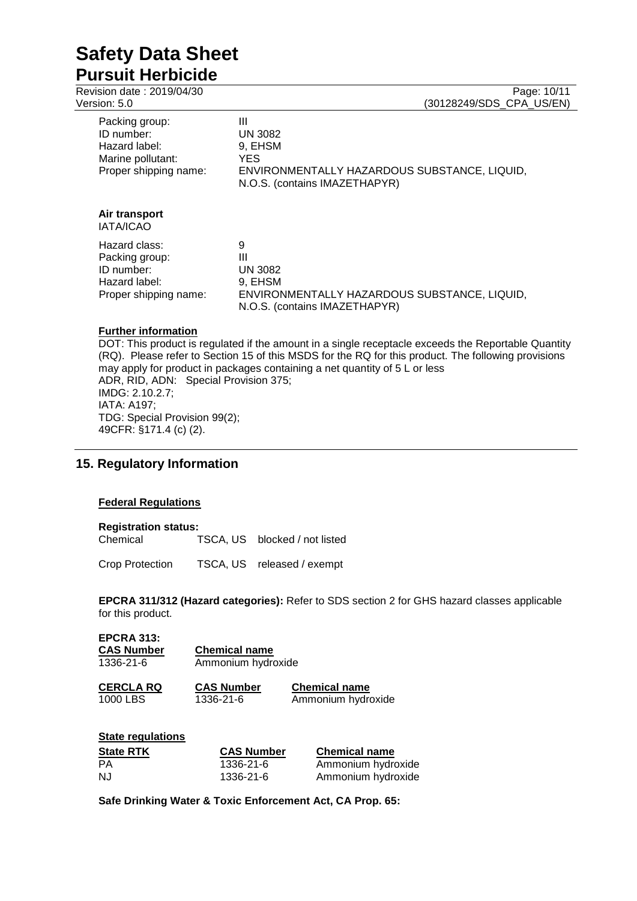| | |
|---|---|
| Packing group: | III |
| ID number: | UN 3082 |
| Hazard label: | 9, EHSM |
| Marine pollutant: | YES |
| Proper shipping name: | ENVIRONMENTALLY HAZARDOUS SUBSTANCE, LIQUID, N.O.S. (contains IMAZETHAPYR) |

**Air transport**
IATA/ICAO

| | |
|---|---|
| Hazard class: | 9 |
| Packing group: | III |
| ID number: | UN 3082 |
| Hazard label: | 9, EHSM |
| Proper shipping name: | ENVIRONMENTALLY HAZARDOUS SUBSTANCE, LIQUID, N.O.S. (contains IMAZETHAPYR) |

**Further information**

DOT: This product is regulated if the amount in a single receptacle exceeds the Reportable Quantity (RQ). Please refer to Section 15 of this MSDS for the RQ for this product. The following provisions may apply for product in packages containing a net quantity of 5 L or less
ADR, RID, ADN: Special Provision 375;
IMDG: 2.10.2.7;
IATA: A197;
TDG: Special Provision 99(2);
49CFR: §171.4 (c) (2).

## 15. Regulatory Information

**Federal Regulations**

**Registration status:**

| | | |
|---|---|---|
| Chemical | TSCA, US | blocked / not listed |
| Crop Protection | TSCA, US | released / exempt |

**EPCRA 311/312 (Hazard categories):** Refer to SDS section 2 for GHS hazard classes applicable for this product.

**EPCRA 313:**

| CAS Number | Chemical name |
|---|---|
| 1336-21-6 | Ammonium hydroxide |

| CERCLA RQ | CAS Number | Chemical name |
|---|---|---|
| 1000 LBS | 1336-21-6 | Ammonium hydroxide |

**State regulations**

| State RTK | CAS Number | Chemical name |
|---|---|---|
| PA | 1336-21-6 | Ammonium hydroxide |
| NJ | 1336-21-6 | Ammonium hydroxide |

**Safe Drinking Water & Toxic Enforcement Act, CA Prop. 65:**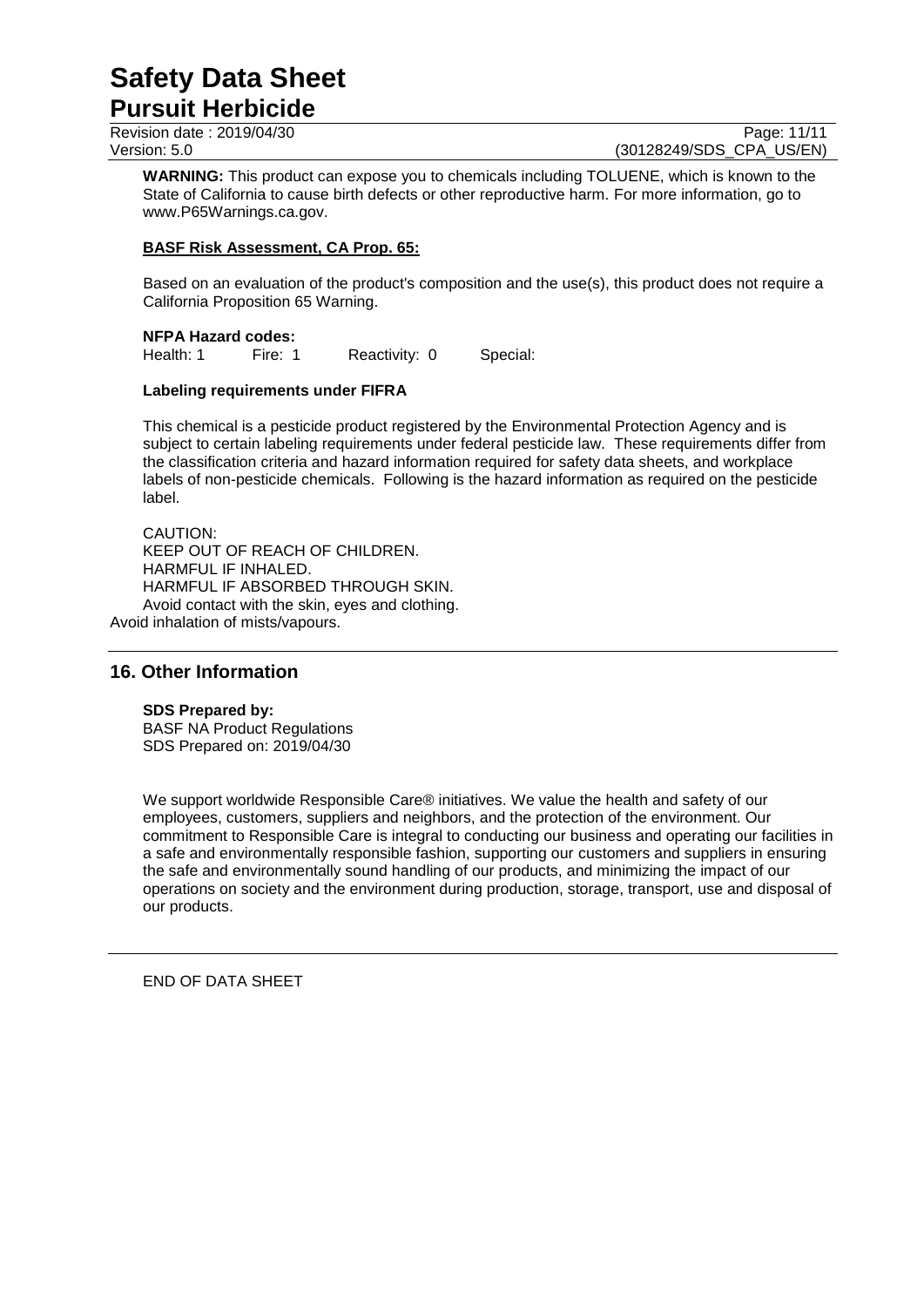**WARNING:** This product can expose you to chemicals including TOLUENE, which is known to the State of California to cause birth defects or other reproductive harm. For more information, go to www.P65Warnings.ca.gov.

**BASF Risk Assessment, CA Prop. 65:**

Based on an evaluation of the product's composition and the use(s), this product does not require a California Proposition 65 Warning.

**NFPA Hazard codes:**

Health: 1 Fire: 1 Reactivity: 0 Special:

**Labeling requirements under FIFRA**

This chemical is a pesticide product registered by the Environmental Protection Agency and is subject to certain labeling requirements under federal pesticide law. These requirements differ from the classification criteria and hazard information required for safety data sheets, and workplace labels of non-pesticide chemicals. Following is the hazard information as required on the pesticide label.

CAUTION:
KEEP OUT OF REACH OF CHILDREN.
HARMFUL IF INHALED.
HARMFUL IF ABSORBED THROUGH SKIN.
Avoid contact with the skin, eyes and clothing.
Avoid inhalation of mists/vapours.

## 16. Other Information

**SDS Prepared by:**
BASF NA Product Regulations
SDS Prepared on: 2019/04/30

We support worldwide Responsible Care® initiatives. We value the health and safety of our employees, customers, suppliers and neighbors, and the protection of the environment. Our commitment to Responsible Care is integral to conducting our business and operating our facilities in a safe and environmentally responsible fashion, supporting our customers and suppliers in ensuring the safe and environmentally sound handling of our products, and minimizing the impact of our operations on society and the environment during production, storage, transport, use and disposal of our products.

END OF DATA SHEET